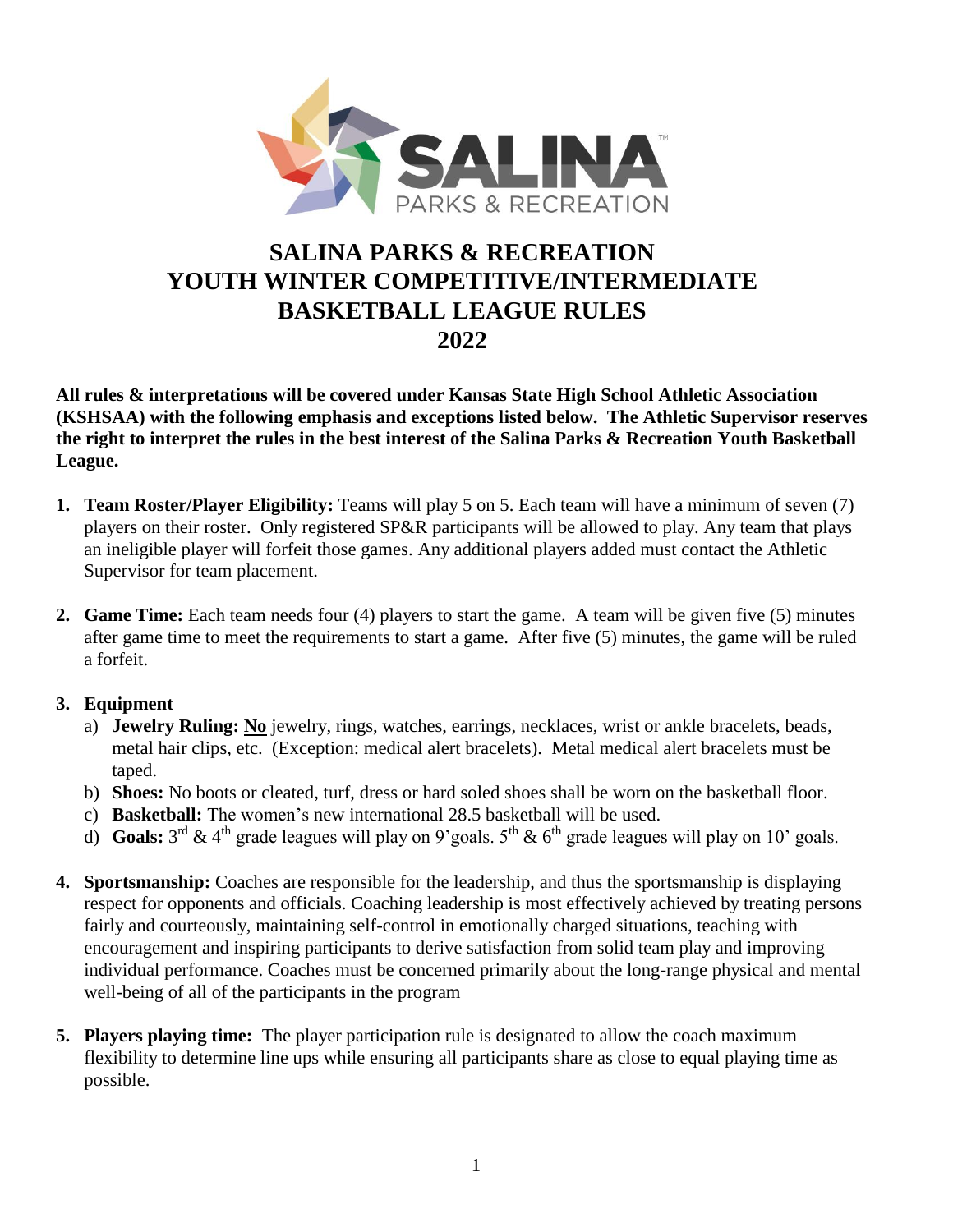# SALINA PARKS & RECREATION YOUTH WINTER COMPETITIVE/INTERMEDIATE BASKETBALL LEAGUE RULES 2022

**All rules & interpretations will be covered under Kansas State High School Athletic Association (KSHSAA) with the following emphasis and exceptions listed below. The Athletic Supervisor reserves the right to interpret the rules in the best interest of the Salina Parks & Recreation Youth Basketball League.**

1. **Team Roster/Player Eligibility:** Teams will play 5 on 5. Each team will have a minimum of seven (7) players on their roster. Only registered SP&R participants will be allowed to play. Any team that plays an ineligible player will forfeit those games. Any additional players added must contact the Athletic Supervisor for team placement.

2. **Game Time:** Each team needs four (4) players to start the game. A team will be given five (5) minutes after game time to meet the requirements to start a game. After five (5) minutes, the game will be ruled a forfeit.

3. **Equipment**
   a) **Jewelry Ruling: <u>No</u>** jewelry, rings, watches, earrings, necklaces, wrist or ankle bracelets, beads, metal hair clips, etc. (Exception: medical alert bracelets). Metal medical alert bracelets must be taped.
   b) **Shoes:** No boots or cleated, turf, dress or hard soled shoes shall be worn on the basketball floor.
   c) **Basketball:** The women's new international 28.5 basketball will be used.
   d) **Goals:** 3rd & 4th grade leagues will play on 9'goals. 5th & 6th grade leagues will play on 10' goals.

4. **Sportsmanship:** Coaches are responsible for the leadership, and thus the sportsmanship is displaying respect for opponents and officials. Coaching leadership is most effectively achieved by treating persons fairly and courteously, maintaining self-control in emotionally charged situations, teaching with encouragement and inspiring participants to derive satisfaction from solid team play and improving individual performance. Coaches must be concerned primarily about the long-range physical and mental well-being of all of the participants in the program

5. **Players playing time:** The player participation rule is designated to allow the coach maximum flexibility to determine line ups while ensuring all participants share as close to equal playing time as possible.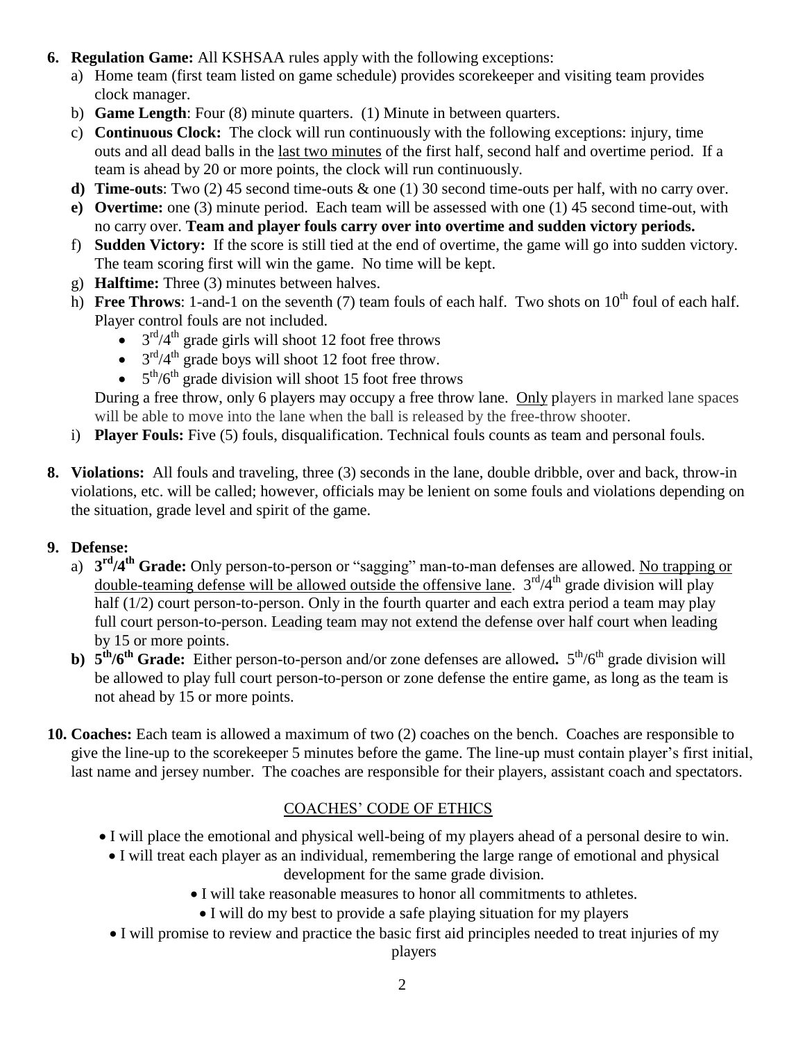6. **Regulation Game:** All KSHSAA rules apply with the following exceptions:
   a) Home team (first team listed on game schedule) provides scorekeeper and visiting team provides clock manager.
   b) **Game Length**: Four (8) minute quarters. (1) Minute in between quarters.
   c) **Continuous Clock:** The clock will run continuously with the following exceptions: injury, time outs and all dead balls in the last two minutes of the first half, second half and overtime period. If a team is ahead by 20 or more points, the clock will run continuously.
   **d) Time-outs**: Two (2) 45 second time-outs & one (1) 30 second time-outs per half, with no carry over.
   **e) Overtime:** one (3) minute period. Each team will be assessed with one (1) 45 second time-out, with no carry over. **Team and player fouls carry over into overtime and sudden victory periods.**
   f) **Sudden Victory:** If the score is still tied at the end of overtime, the game will go into sudden victory. The team scoring first will win the game. No time will be kept.
   g) **Halftime:** Three (3) minutes between halves.
   h) **Free Throws**: 1-and-1 on the seventh (7) team fouls of each half. Two shots on 10th foul of each half. Player control fouls are not included.
      - 3rd/4th grade girls will shoot 12 foot free throws
      - 3rd/4th grade boys will shoot 12 foot free throw.
      - 5th/6th grade division will shoot 15 foot free throws

      During a free throw, only 6 players may occupy a free throw lane. Only players in marked lane spaces will be able to move into the lane when the ball is released by the free-throw shooter.
   i) **Player Fouls:** Five (5) fouls, disqualification. Technical fouls counts as team and personal fouls.

8. **Violations:** All fouls and traveling, three (3) seconds in the lane, double dribble, over and back, throw-in violations, etc. will be called; however, officials may be lenient on some fouls and violations depending on the situation, grade level and spirit of the game.

9. **Defense:**
   a) **3rd/4th Grade:** Only person-to-person or "sagging" man-to-man defenses are allowed. No trapping or double-teaming defense will be allowed outside the offensive lane. 3rd/4th grade division will play half (1/2) court person-to-person. Only in the fourth quarter and each extra period a team may play full court person-to-person. Leading team may not extend the defense over half court when leading by 15 or more points.
   **b) 5th/6th Grade:** Either person-to-person and/or zone defenses are allowed**.** 5th/6th grade division will be allowed to play full court person-to-person or zone defense the entire game, as long as the team is not ahead by 15 or more points.

10. **Coaches:** Each team is allowed a maximum of two (2) coaches on the bench. Coaches are responsible to give the line-up to the scorekeeper 5 minutes before the game. The line-up must contain player's first initial, last name and jersey number. The coaches are responsible for their players, assistant coach and spectators.

## COACHES' CODE OF ETHICS

- I will place the emotional and physical well-being of my players ahead of a personal desire to win.
- I will treat each player as an individual, remembering the large range of emotional and physical development for the same grade division.
- I will take reasonable measures to honor all commitments to athletes.
- I will do my best to provide a safe playing situation for my players
- I will promise to review and practice the basic first aid principles needed to treat injuries of my players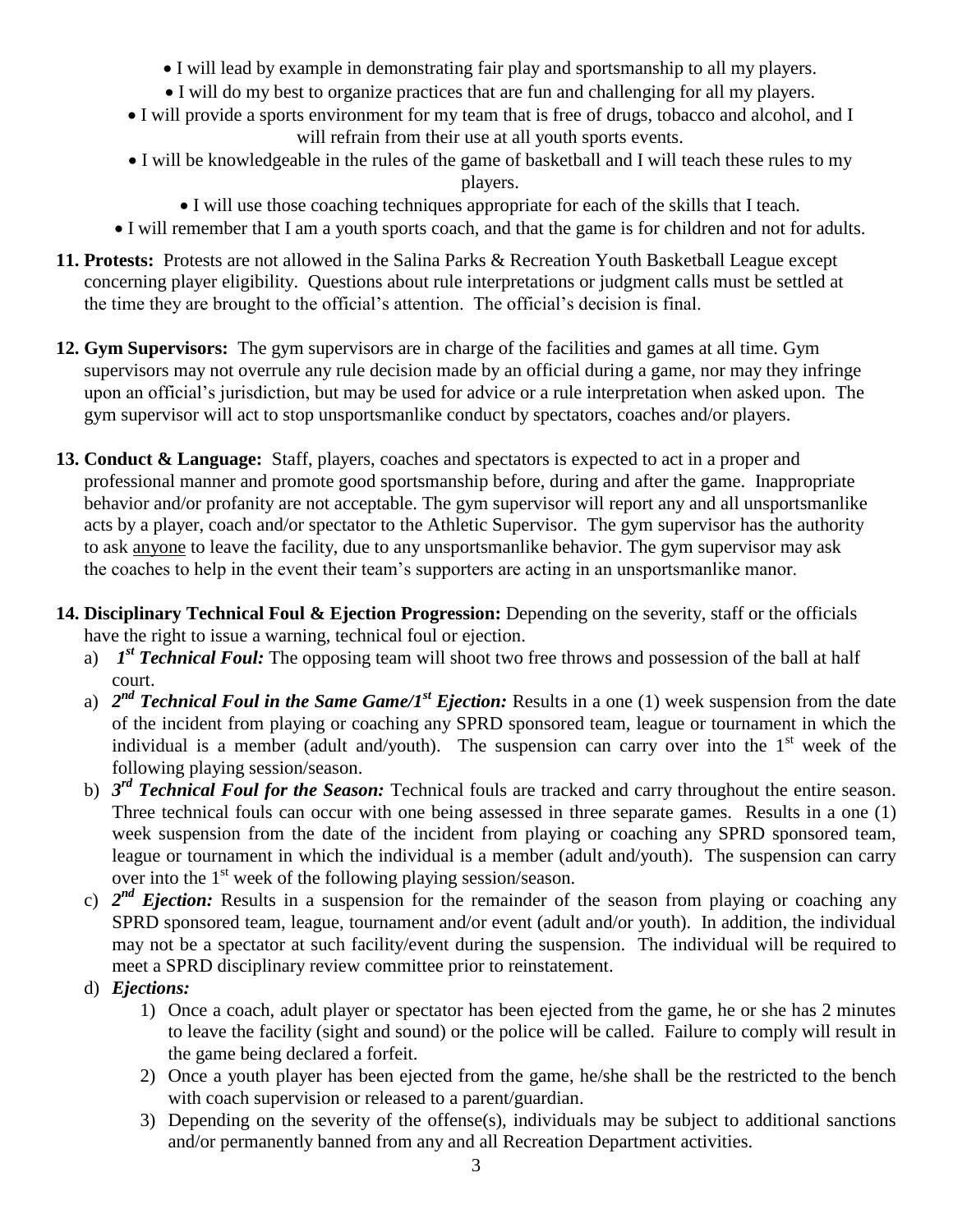- I will lead by example in demonstrating fair play and sportsmanship to all my players.
- I will do my best to organize practices that are fun and challenging for all my players.
- I will provide a sports environment for my team that is free of drugs, tobacco and alcohol, and I will refrain from their use at all youth sports events.
- I will be knowledgeable in the rules of the game of basketball and I will teach these rules to my players.
- I will use those coaching techniques appropriate for each of the skills that I teach.
- I will remember that I am a youth sports coach, and that the game is for children and not for adults.

**11. Protests:** Protests are not allowed in the Salina Parks & Recreation Youth Basketball League except concerning player eligibility. Questions about rule interpretations or judgment calls must be settled at the time they are brought to the official's attention. The official's decision is final.

**12. Gym Supervisors:** The gym supervisors are in charge of the facilities and games at all time. Gym supervisors may not overrule any rule decision made by an official during a game, nor may they infringe upon an official's jurisdiction, but may be used for advice or a rule interpretation when asked upon. The gym supervisor will act to stop unsportsmanlike conduct by spectators, coaches and/or players.

**13. Conduct & Language:** Staff, players, coaches and spectators is expected to act in a proper and professional manner and promote good sportsmanship before, during and after the game. Inappropriate behavior and/or profanity are not acceptable. The gym supervisor will report any and all unsportsmanlike acts by a player, coach and/or spectator to the Athletic Supervisor. The gym supervisor has the authority to ask <u>anyone</u> to leave the facility, due to any unsportsmanlike behavior. The gym supervisor may ask the coaches to help in the event their team's supporters are acting in an unsportsmanlike manor.

**14. Disciplinary Technical Foul & Ejection Progression:** Depending on the severity, staff or the officials have the right to issue a warning, technical foul or ejection.

a) ***1st Technical Foul:*** The opposing team will shoot two free throws and possession of the ball at half court.

a) ***2nd Technical Foul in the Same Game/1st Ejection:*** Results in a one (1) week suspension from the date of the incident from playing or coaching any SPRD sponsored team, league or tournament in which the individual is a member (adult and/youth). The suspension can carry over into the 1st week of the following playing session/season.

b) ***3rd Technical Foul for the Season:*** Technical fouls are tracked and carry throughout the entire season. Three technical fouls can occur with one being assessed in three separate games. Results in a one (1) week suspension from the date of the incident from playing or coaching any SPRD sponsored team, league or tournament in which the individual is a member (adult and/youth). The suspension can carry over into the 1st week of the following playing session/season.

c) ***2nd Ejection:*** Results in a suspension for the remainder of the season from playing or coaching any SPRD sponsored team, league, tournament and/or event (adult and/or youth). In addition, the individual may not be a spectator at such facility/event during the suspension. The individual will be required to meet a SPRD disciplinary review committee prior to reinstatement.

d) ***Ejections:***

1) Once a coach, adult player or spectator has been ejected from the game, he or she has 2 minutes to leave the facility (sight and sound) or the police will be called. Failure to comply will result in the game being declared a forfeit.
2) Once a youth player has been ejected from the game, he/she shall be the restricted to the bench with coach supervision or released to a parent/guardian.
3) Depending on the severity of the offense(s), individuals may be subject to additional sanctions and/or permanently banned from any and all Recreation Department activities.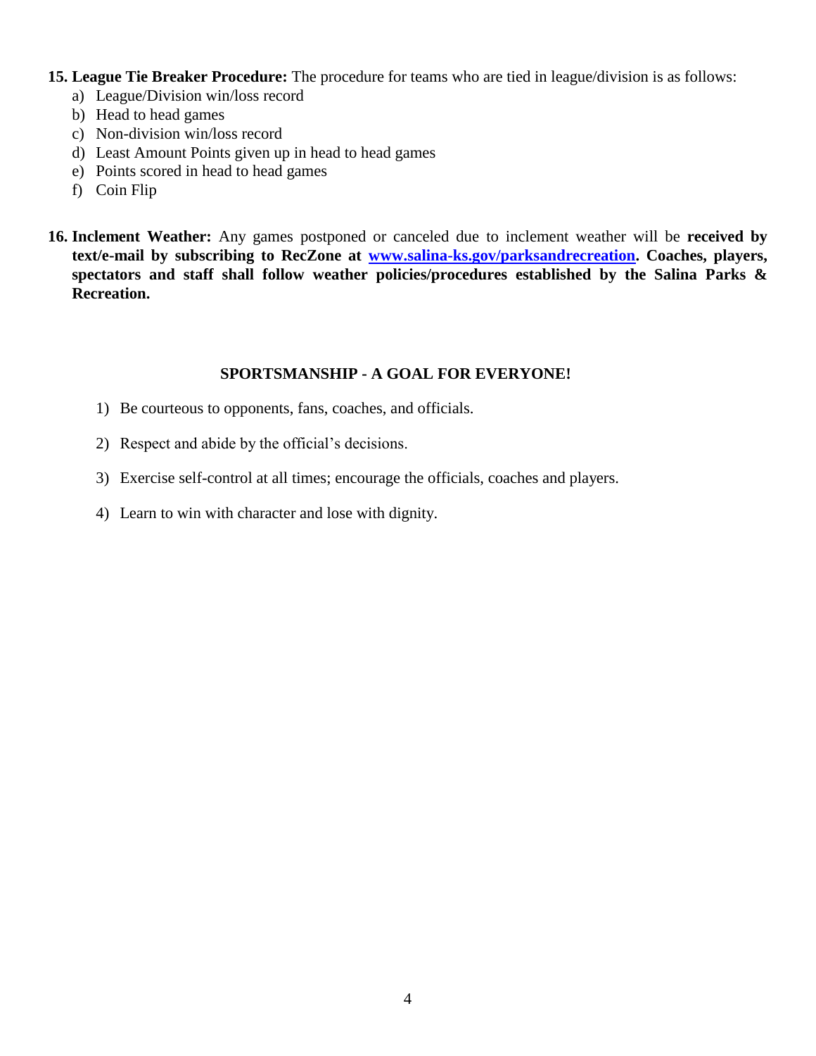15. **League Tie Breaker Procedure:** The procedure for teams who are tied in league/division is as follows:
    a) League/Division win/loss record
    b) Head to head games
    c) Non-division win/loss record
    d) Least Amount Points given up in head to head games
    e) Points scored in head to head games
    f) Coin Flip

16. **Inclement Weather:** Any games postponed or canceled due to inclement weather will be **received by text/e-mail by subscribing to RecZone at [www.salina-ks.gov/parksandrecreation](http://www.salina-ks.gov/parksandrecreation). Coaches, players, spectators and staff shall follow weather policies/procedures established by the Salina Parks & Recreation.**

## SPORTSMANSHIP - A GOAL FOR EVERYONE!

1) Be courteous to opponents, fans, coaches, and officials.

2) Respect and abide by the official's decisions.

3) Exercise self-control at all times; encourage the officials, coaches and players.

4) Learn to win with character and lose with dignity.